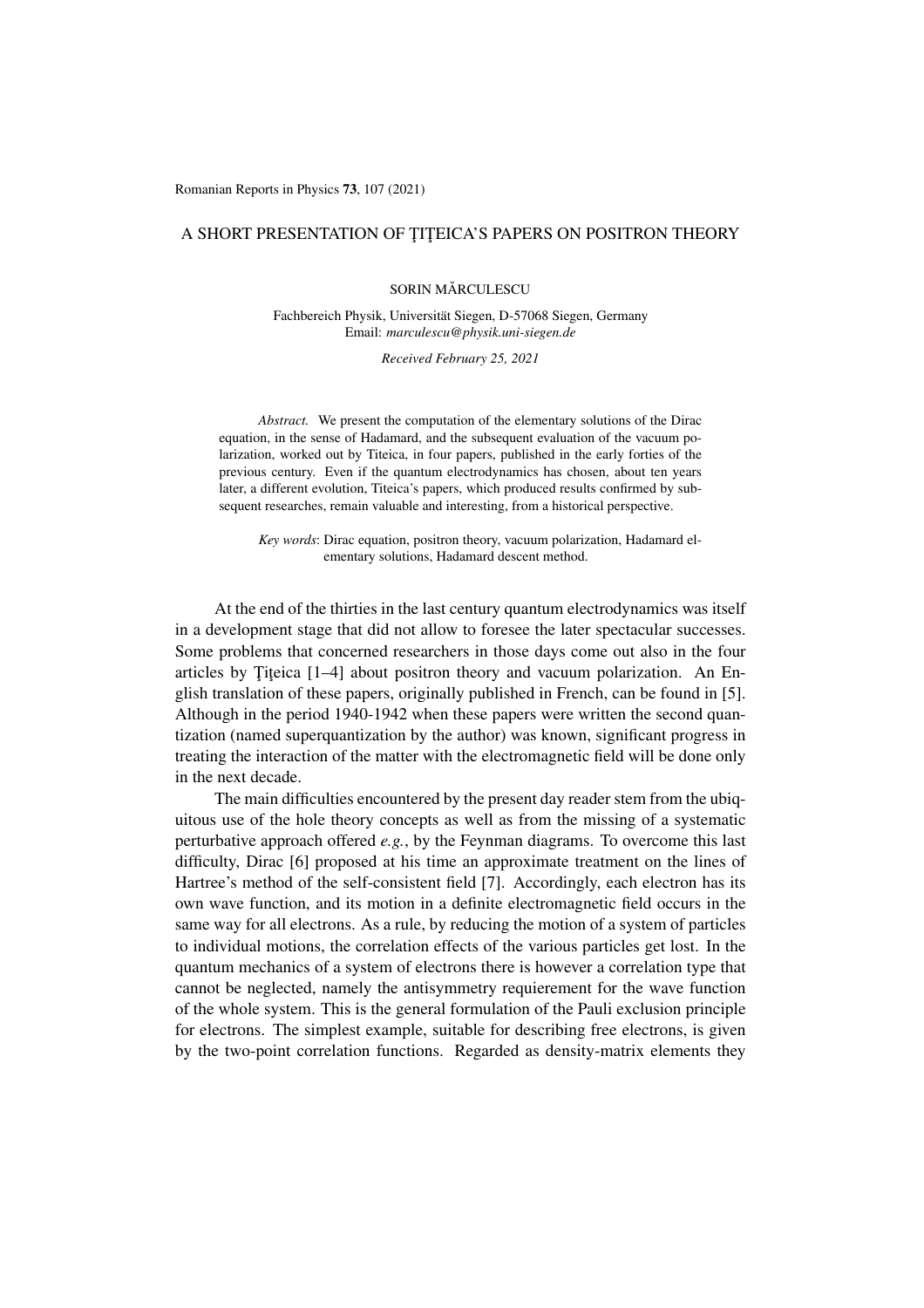# A SHORT PRESENTATION OF ŢIŢEICA'S PAPERS ON POSITRON THEORY

SORIN MĂRCULESCU

Fachbereich Physik, Universität Siegen, D-57068 Siegen, Germany
Email: *marculescu@physik.uni-siegen.de*

*Received February 25, 2021*

*Abstract.* We present the computation of the elementary solutions of the Dirac equation, in the sense of Hadamard, and the subsequent evaluation of the vacuum polarization, worked out by Titeica, in four papers, published in the early forties of the previous century. Even if the quantum electrodynamics has chosen, about ten years later, a different evolution, Titeica's papers, which produced results confirmed by subsequent researches, remain valuable and interesting, from a historical perspective.

*Key words*: Dirac equation, positron theory, vacuum polarization, Hadamard elementary solutions, Hadamard descent method.

At the end of the thirties in the last century quantum electrodynamics was itself in a development stage that did not allow to foresee the later spectacular successes. Some problems that concerned researchers in those days come out also in the four articles by Ţiţeica [1–4] about positron theory and vacuum polarization. An English translation of these papers, originally published in French, can be found in [5]. Although in the period 1940-1942 when these papers were written the second quantization (named superquantization by the author) was known, significant progress in treating the interaction of the matter with the electromagnetic field will be done only in the next decade.

The main difficulties encountered by the present day reader stem from the ubiquitous use of the hole theory concepts as well as from the missing of a systematic perturbative approach offered *e.g.*, by the Feynman diagrams. To overcome this last difficulty, Dirac [6] proposed at his time an approximate treatment on the lines of Hartree's method of the self-consistent field [7]. Accordingly, each electron has its own wave function, and its motion in a definite electromagnetic field occurs in the same way for all electrons. As a rule, by reducing the motion of a system of particles to individual motions, the correlation effects of the various particles get lost. In the quantum mechanics of a system of electrons there is however a correlation type that cannot be neglected, namely the antisymmetry requierement for the wave function of the whole system. This is the general formulation of the Pauli exclusion principle for electrons. The simplest example, suitable for describing free electrons, is given by the two-point correlation functions. Regarded as density-matrix elements they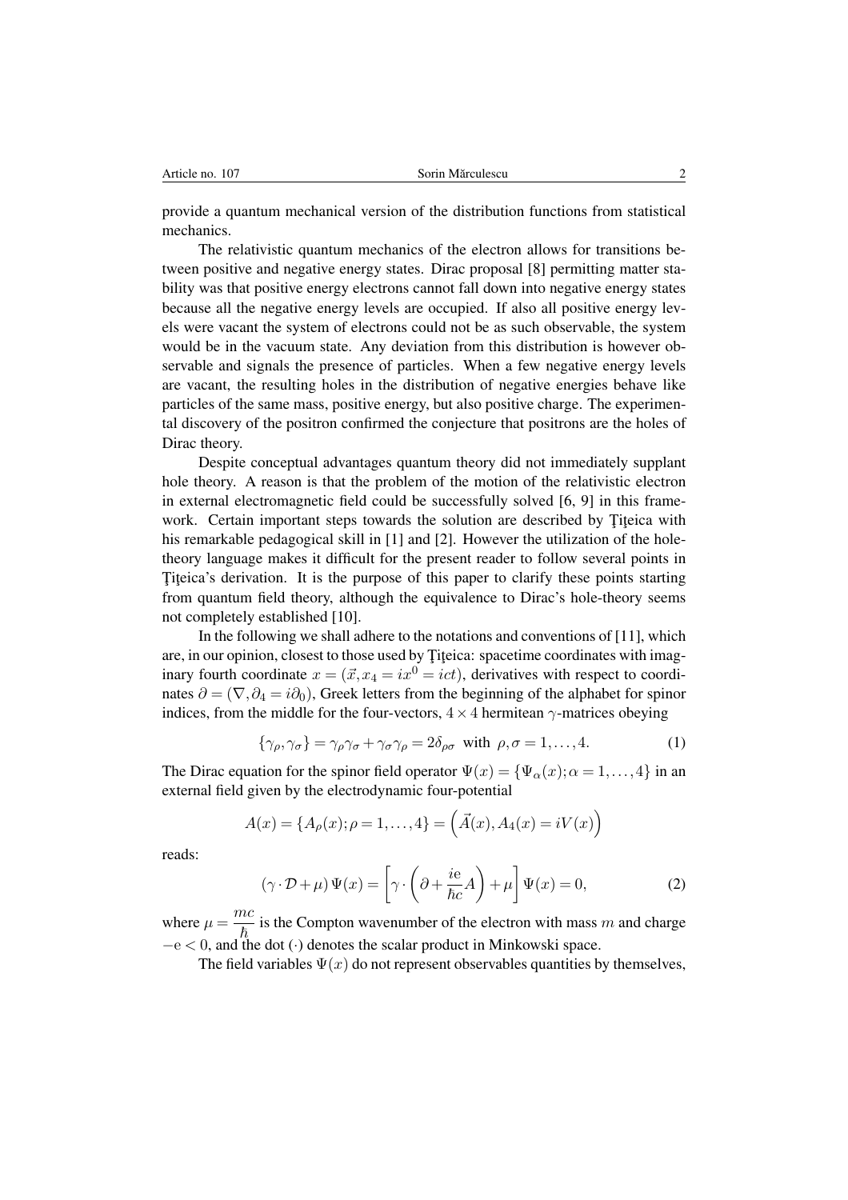provide a quantum mechanical version of the distribution functions from statistical mechanics.

The relativistic quantum mechanics of the electron allows for transitions between positive and negative energy states. Dirac proposal [8] permitting matter stability was that positive energy electrons cannot fall down into negative energy states because all the negative energy levels are occupied. If also all positive energy levels were vacant the system of electrons could not be as such observable, the system would be in the vacuum state. Any deviation from this distribution is however observable and signals the presence of particles. When a few negative energy levels are vacant, the resulting holes in the distribution of negative energies behave like particles of the same mass, positive energy, but also positive charge. The experimental discovery of the positron confirmed the conjecture that positrons are the holes of Dirac theory.

Despite conceptual advantages quantum theory did not immediately supplant hole theory. A reason is that the problem of the motion of the relativistic electron in external electromagnetic field could be successfully solved [6, 9] in this framework. Certain important steps towards the solution are described by Ţiţeica with his remarkable pedagogical skill in [1] and [2]. However the utilization of the hole-theory language makes it difficult for the present reader to follow several points in Ţiţeica's derivation. It is the purpose of this paper to clarify these points starting from quantum field theory, although the equivalence to Dirac's hole-theory seems not completely established [10].

In the following we shall adhere to the notations and conventions of [11], which are, in our opinion, closest to those used by Ţiţeica: spacetime coordinates with imaginary fourth coordinate $x = (\vec{x}, x_4 = ix^0 = ict)$, derivatives with respect to coordinates $\partial = (\nabla, \partial_4 = i\partial_0)$, Greek letters from the beginning of the alphabet for spinor indices, from the middle for the four-vectors, $4 \times 4$ hermitean $\gamma$-matrices obeying

$$\{\gamma_\rho, \gamma_\sigma\} = \gamma_\rho \gamma_\sigma + \gamma_\sigma \gamma_\rho = 2\delta_{\rho\sigma} \;\text{ with }\; \rho, \sigma = 1, \ldots, 4. \tag{1}$$

The Dirac equation for the spinor field operator $\Psi(x) = \{\Psi_\alpha(x); \alpha = 1, \ldots, 4\}$ in an external field given by the electrodynamic four-potential

$$A(x) = \{A_\rho(x); \rho = 1, \ldots, 4\} = \left(\vec{A}(x), A_4(x) = iV(x)\right)$$

reads:

$$(\gamma \cdot \mathcal{D} + \mu)\,\Psi(x) = \left[\gamma \cdot \left(\partial + \frac{i\mathrm{e}}{\hbar c} A\right) + \mu\right] \Psi(x) = 0, \tag{2}$$

where $\mu = \dfrac{mc}{\hbar}$ is the Compton wavenumber of the electron with mass $m$ and charge $-\mathrm{e} < 0$, and the dot $(\cdot)$ denotes the scalar product in Minkowski space.

The field variables $\Psi(x)$ do not represent observables quantities by themselves,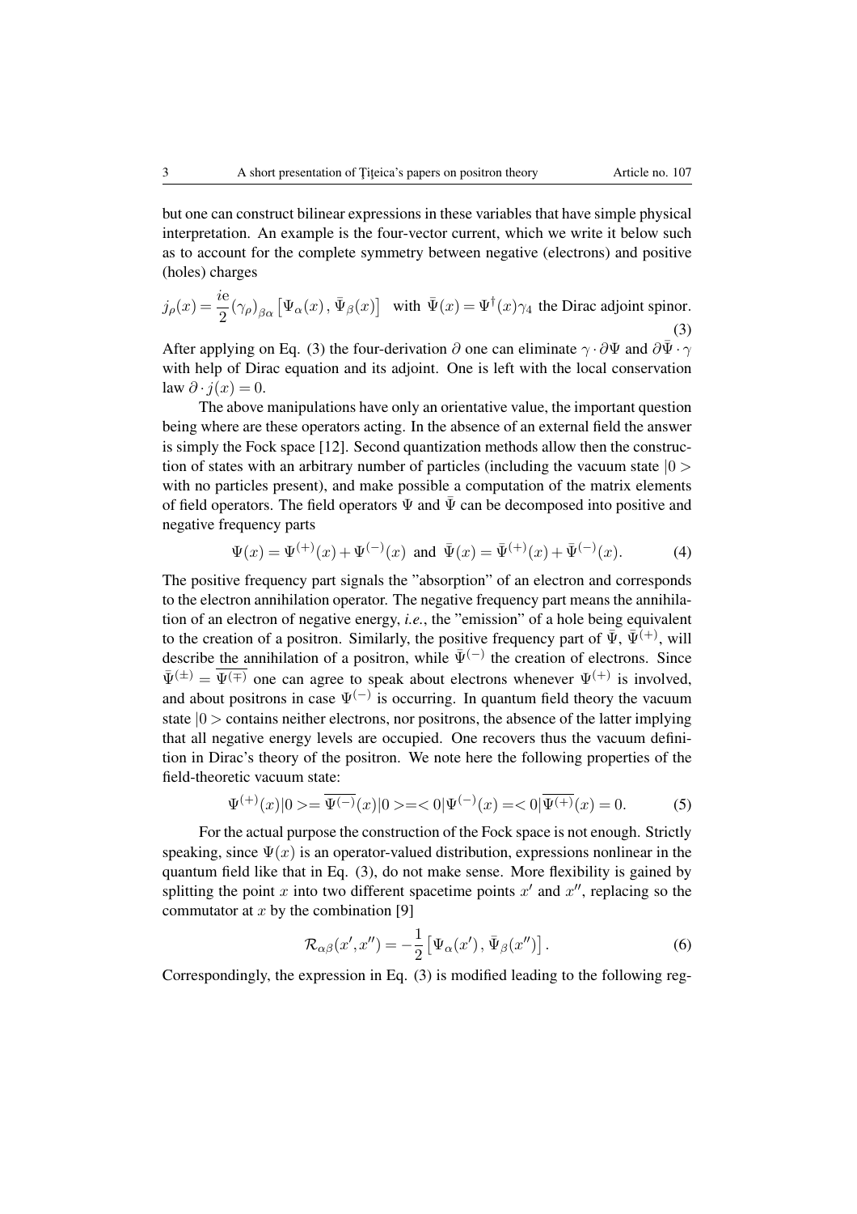but one can construct bilinear expressions in these variables that have simple physical interpretation. An example is the four-vector current, which we write it below such as to account for the complete symmetry between negative (electrons) and positive (holes) charges

$$j_\rho(x) = \frac{ie}{2}(\gamma_\rho)_{\beta\alpha}\left[\Psi_\alpha(x)\,,\bar{\Psi}_\beta(x)\right] \quad \text{with } \bar{\Psi}(x) = \Psi^\dagger(x)\gamma_4 \text{ the Dirac adjoint spinor.} \tag{3}$$

After applying on Eq. (3) the four-derivation $\partial$ one can eliminate $\gamma \cdot \partial\Psi$ and $\partial\bar{\Psi} \cdot \gamma$ with help of Dirac equation and its adjoint. One is left with the local conservation law $\partial \cdot j(x) = 0$.

The above manipulations have only an orientative value, the important question being where are these operators acting. In the absence of an external field the answer is simply the Fock space [12]. Second quantization methods allow then the construction of states with an arbitrary number of particles (including the vacuum state $|0>$ with no particles present), and make possible a computation of the matrix elements of field operators. The field operators $\Psi$ and $\bar{\Psi}$ can be decomposed into positive and negative frequency parts

$$\Psi(x) = \Psi^{(+)}(x) + \Psi^{(-)}(x) \text{ and } \bar{\Psi}(x) = \bar{\Psi}^{(+)}(x) + \bar{\Psi}^{(-)}(x). \tag{4}$$

The positive frequency part signals the "absorption" of an electron and corresponds to the electron annihilation operator. The negative frequency part means the annihilation of an electron of negative energy, *i.e.*, the "emission" of a hole being equivalent to the creation of a positron. Similarly, the positive frequency part of $\bar{\Psi}$, $\bar{\Psi}^{(+)}$, will describe the annihilation of a positron, while $\bar{\Psi}^{(-)}$ the creation of electrons. Since $\bar{\Psi}^{(\pm)} = \overline{\Psi^{(\mp)}}$ one can agree to speak about electrons whenever $\Psi^{(+)}$ is involved, and about positrons in case $\Psi^{(-)}$ is occurring. In quantum field theory the vacuum state $|0>$ contains neither electrons, nor positrons, the absence of the latter implying that all negative energy levels are occupied. One recovers thus the vacuum definition in Dirac's theory of the positron. We note here the following properties of the field-theoretic vacuum state:

$$\Psi^{(+)}(x)|0> = \overline{\Psi^{(-)}}(x)|0> = <0|\Psi^{(-)}(x) = <0|\overline{\Psi^{(+)}}(x) = 0. \tag{5}$$

For the actual purpose the construction of the Fock space is not enough. Strictly speaking, since $\Psi(x)$ is an operator-valued distribution, expressions nonlinear in the quantum field like that in Eq. (3), do not make sense. More flexibility is gained by splitting the point $x$ into two different spacetime points $x'$ and $x''$, replacing so the commutator at $x$ by the combination [9]

$$\mathcal{R}_{\alpha\beta}(x', x'') = -\frac{1}{2}\left[\Psi_\alpha(x')\,,\bar{\Psi}_\beta(x'')\right]. \tag{6}$$

Correspondingly, the expression in Eq. (3) is modified leading to the following reg-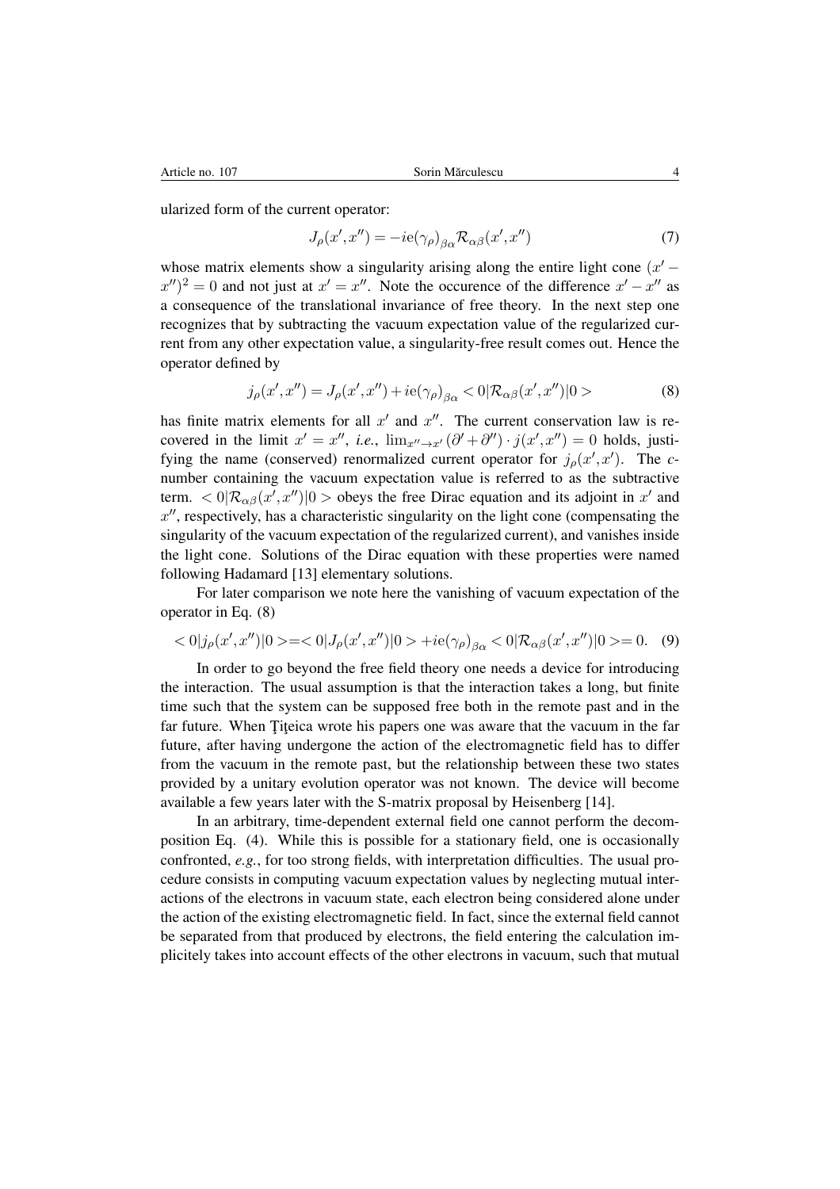ularized form of the current operator:

$$J_\rho(x',x'') = -\mathrm{i}e(\gamma_\rho)_{\beta\alpha}\mathcal{R}_{\alpha\beta}(x',x'') \tag{7}$$

whose matrix elements show a singularity arising along the entire light cone $(x'-x'')^2 = 0$ and not just at $x' = x''$. Note the occurence of the difference $x' - x''$ as a consequence of the translational invariance of free theory. In the next step one recognizes that by subtracting the vacuum expectation value of the regularized current from any other expectation value, a singularity-free result comes out. Hence the operator defined by

$$j_\rho(x',x'') = J_\rho(x',x'') + \mathrm{i}e(\gamma_\rho)_{\beta\alpha} < 0|\mathcal{R}_{\alpha\beta}(x',x'')|0> \tag{8}$$

has finite matrix elements for all $x'$ and $x''$. The current conservation law is recovered in the limit $x' = x''$, *i.e.*, $\lim_{x''\to x'}(\partial' + \partial'')\cdot j(x',x'') = 0$ holds, justifying the name (conserved) renormalized current operator for $j_\rho(x',x')$. The $c$-number containing the vacuum expectation value is referred to as the subtractive term. $< 0|\mathcal{R}_{\alpha\beta}(x',x'')|0 >$ obeys the free Dirac equation and its adjoint in $x'$ and $x''$, respectively, has a characteristic singularity on the light cone (compensating the singularity of the vacuum expectation of the regularized current), and vanishes inside the light cone. Solutions of the Dirac equation with these properties were named following Hadamard [13] elementary solutions.

For later comparison we note here the vanishing of vacuum expectation of the operator in Eq. (8)

$$< 0|j_\rho(x',x'')|0 >=< 0|J_\rho(x',x'')|0 > + \mathrm{i}e(\gamma_\rho)_{\beta\alpha} < 0|\mathcal{R}_{\alpha\beta}(x',x'')|0 >= 0. \tag{9}$$

In order to go beyond the free field theory one needs a device for introducing the interaction. The usual assumption is that the interaction takes a long, but finite time such that the system can be supposed free both in the remote past and in the far future. When Ţiţeica wrote his papers one was aware that the vacuum in the far future, after having undergone the action of the electromagnetic field has to differ from the vacuum in the remote past, but the relationship between these two states provided by a unitary evolution operator was not known. The device will become available a few years later with the S-matrix proposal by Heisenberg [14].

In an arbitrary, time-dependent external field one cannot perform the decomposition Eq. (4). While this is possible for a stationary field, one is occasionally confronted, *e.g.*, for too strong fields, with interpretation difficulties. The usual procedure consists in computing vacuum expectation values by neglecting mutual interactions of the electrons in vacuum state, each electron being considered alone under the action of the existing electromagnetic field. In fact, since the external field cannot be separated from that produced by electrons, the field entering the calculation implicitely takes into account effects of the other electrons in vacuum, such that mutual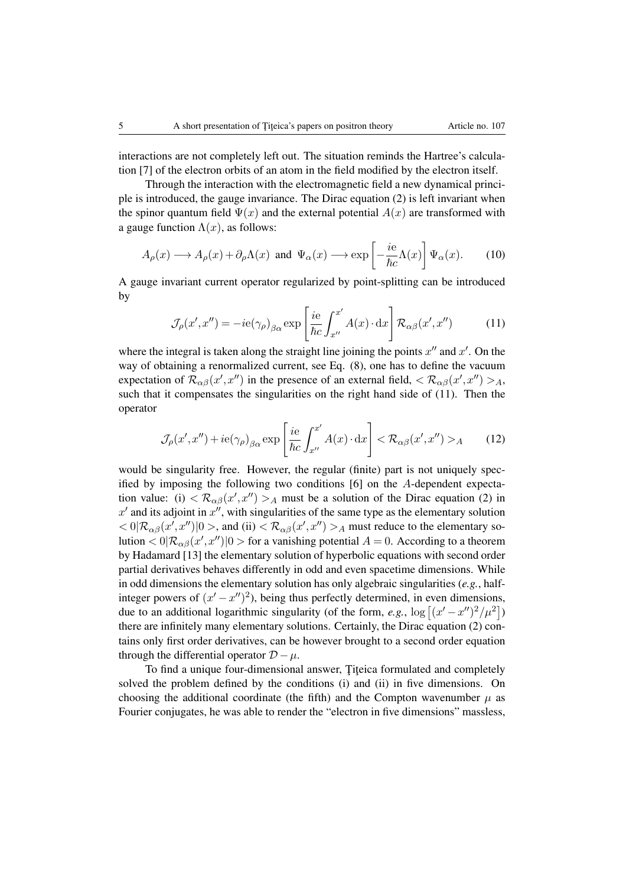interactions are not completely left out. The situation reminds the Hartree's calculation [7] of the electron orbits of an atom in the field modified by the electron itself.

Through the interaction with the electromagnetic field a new dynamical principle is introduced, the gauge invariance. The Dirac equation (2) is left invariant when the spinor quantum field $\Psi(x)$ and the external potential $A(x)$ are transformed with a gauge function $\Lambda(x)$, as follows:

$$A_\rho(x) \longrightarrow A_\rho(x) + \partial_\rho \Lambda(x) \;\text{ and }\; \Psi_\alpha(x) \longrightarrow \exp\left[-\frac{i\mathrm{e}}{\hbar c}\Lambda(x)\right]\Psi_\alpha(x). \tag{10}$$

A gauge invariant current operator regularized by point-splitting can be introduced by

$$\mathcal{J}_\rho(x',x'') = -i\mathrm{e}(\gamma_\rho)_{\beta\alpha} \exp\left[\frac{i\mathrm{e}}{\hbar c}\int_{x''}^{x'} A(x)\cdot \mathrm{d}x\right] \mathcal{R}_{\alpha\beta}(x',x'') \tag{11}$$

where the integral is taken along the straight line joining the points $x''$ and $x'$. On the way of obtaining a renormalized current, see Eq. (8), one has to define the vacuum expectation of $\mathcal{R}_{\alpha\beta}(x',x'')$ in the presence of an external field, $<\mathcal{R}_{\alpha\beta}(x',x'')>_A$, such that it compensates the singularities on the right hand side of (11). Then the operator

$$\mathcal{J}_\rho(x',x'') + i\mathrm{e}(\gamma_\rho)_{\beta\alpha} \exp\left[\frac{i\mathrm{e}}{\hbar c}\int_{x''}^{x'} A(x)\cdot \mathrm{d}x\right] <\mathcal{R}_{\alpha\beta}(x',x'')>_A \tag{12}$$

would be singularity free. However, the regular (finite) part is not uniquely specified by imposing the following two conditions [6] on the $A$-dependent expectation value: (i) $<\mathcal{R}_{\alpha\beta}(x',x'')>_A$ must be a solution of the Dirac equation (2) in $x'$ and its adjoint in $x''$, with singularities of the same type as the elementary solution $<0|\mathcal{R}_{\alpha\beta}(x',x'')|0>$, and (ii) $<\mathcal{R}_{\alpha\beta}(x',x'')>_A$ must reduce to the elementary solution $<0|\mathcal{R}_{\alpha\beta}(x',x'')|0>$ for a vanishing potential $A = 0$. According to a theorem by Hadamard [13] the elementary solution of hyperbolic equations with second order partial derivatives behaves differently in odd and even spacetime dimensions. While in odd dimensions the elementary solution has only algebraic singularities (*e.g.*, half-integer powers of $(x'-x'')^2$), being thus perfectly determined, in even dimensions, due to an additional logarithmic singularity (of the form, *e.g.*, $\log\left[(x'-x'')^2/\mu^2\right]$) there are infinitely many elementary solutions. Certainly, the Dirac equation (2) contains only first order derivatives, can be however brought to a second order equation through the differential operator $\mathcal{D}-\mu$.

To find a unique four-dimensional answer, Ţiţeica formulated and completely solved the problem defined by the conditions (i) and (ii) in five dimensions. On choosing the additional coordinate (the fifth) and the Compton wavenumber $\mu$ as Fourier conjugates, he was able to render the "electron in five dimensions" massless,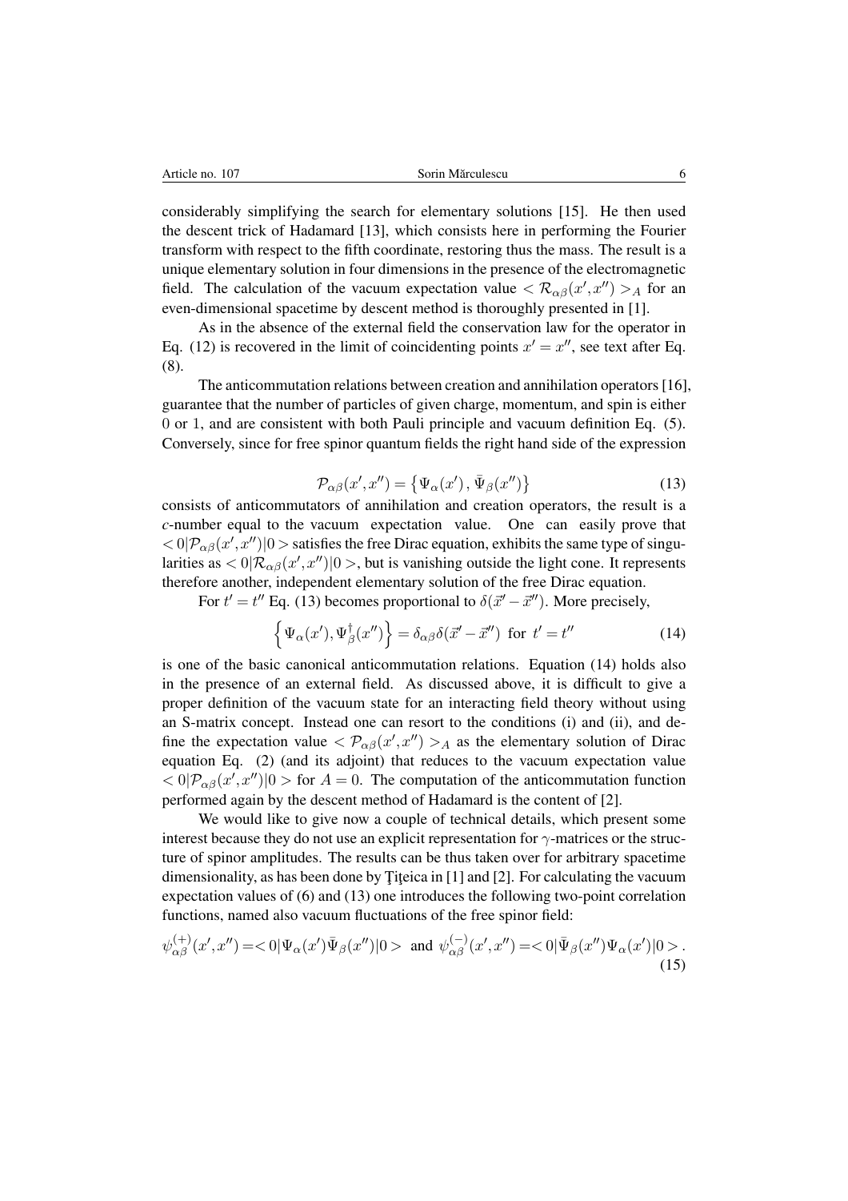considerably simplifying the search for elementary solutions [15]. He then used the descent trick of Hadamard [13], which consists here in performing the Fourier transform with respect to the fifth coordinate, restoring thus the mass. The result is a unique elementary solution in four dimensions in the presence of the electromagnetic field. The calculation of the vacuum expectation value $< \mathcal{R}_{\alpha\beta}(x', x'') >_A$ for an even-dimensional spacetime by descent method is thoroughly presented in [1].

As in the absence of the external field the conservation law for the operator in Eq. (12) is recovered in the limit of coincidenting points $x' = x''$, see text after Eq. (8).

The anticommutation relations between creation and annihilation operators [16], guarantee that the number of particles of given charge, momentum, and spin is either 0 or 1, and are consistent with both Pauli principle and vacuum definition Eq. (5). Conversely, since for free spinor quantum fields the right hand side of the expression

$$\mathcal{P}_{\alpha\beta}(x', x'') = \left\{ \Psi_\alpha(x') \, , \bar{\Psi}_\beta(x'') \right\} \tag{13}$$

consists of anticommutators of annihilation and creation operators, the result is a $c$-number equal to the vacuum expectation value. One can easily prove that $< 0|\mathcal{P}_{\alpha\beta}(x', x'')|0 >$ satisfies the free Dirac equation, exhibits the same type of singularities as $< 0|\mathcal{R}_{\alpha\beta}(x', x'')|0 >$, but is vanishing outside the light cone. It represents therefore another, independent elementary solution of the free Dirac equation.

For $t' = t''$ Eq. (13) becomes proportional to $\delta(\vec{x}' - \vec{x}'')$. More precisely,

$$\left\{ \Psi_\alpha(x'), \Psi^\dagger_\beta(x'') \right\} = \delta_{\alpha\beta}\delta(\vec{x}' - \vec{x}'') \text{ for } t' = t'' \tag{14}$$

is one of the basic canonical anticommutation relations. Equation (14) holds also in the presence of an external field. As discussed above, it is difficult to give a proper definition of the vacuum state for an interacting field theory without using an S-matrix concept. Instead one can resort to the conditions (i) and (ii), and define the expectation value $< \mathcal{P}_{\alpha\beta}(x', x'') >_A$ as the elementary solution of Dirac equation Eq. (2) (and its adjoint) that reduces to the vacuum expectation value $< 0|\mathcal{P}_{\alpha\beta}(x', x'')|0 >$ for $A = 0$. The computation of the anticommutation function performed again by the descent method of Hadamard is the content of [2].

We would like to give now a couple of technical details, which present some interest because they do not use an explicit representation for $\gamma$-matrices or the structure of spinor amplitudes. The results can be thus taken over for arbitrary spacetime dimensionality, as has been done by Ţiţeica in [1] and [2]. For calculating the vacuum expectation values of (6) and (13) one introduces the following two-point correlation functions, named also vacuum fluctuations of the free spinor field:

$$\psi^{(+)}_{\alpha\beta}(x', x'') = < 0|\Psi_\alpha(x')\bar{\Psi}_\beta(x'')|0 > \text{ and } \psi^{(-)}_{\alpha\beta}(x', x'') = < 0|\bar{\Psi}_\beta(x'')\Psi_\alpha(x')|0 > . \tag{15}$$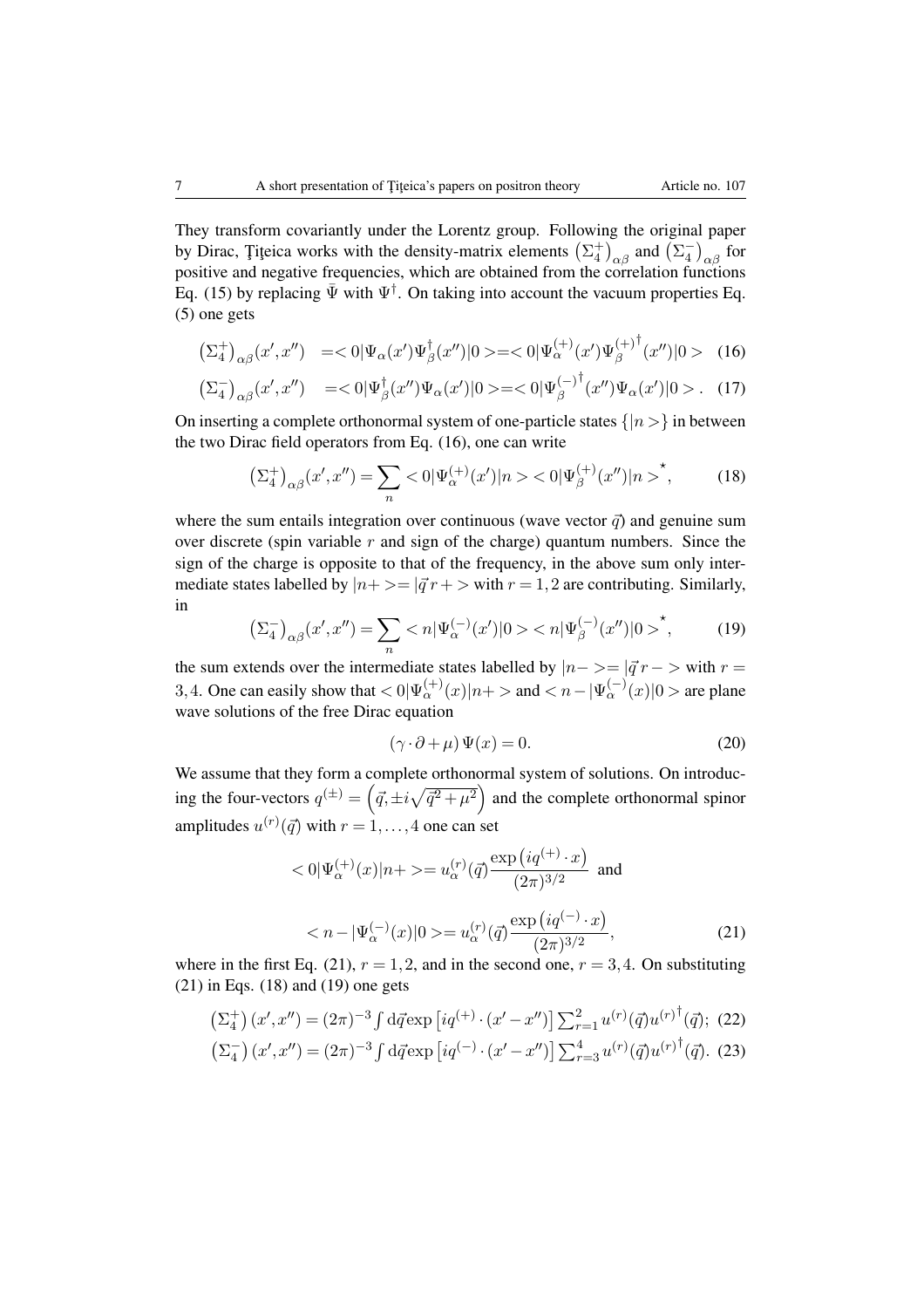They transform covariantly under the Lorentz group. Following the original paper by Dirac, Ţiţeica works with the density-matrix elements $\left(\Sigma_4^+\right)_{\alpha\beta}$ and $\left(\Sigma_4^-\right)_{\alpha\beta}$ for positive and negative frequencies, which are obtained from the correlation functions Eq. (15) by replacing $\bar{\Psi}$ with $\Psi^\dagger$. On taking into account the vacuum properties Eq. (5) one gets

$$\left(\Sigma_4^+\right)_{\alpha\beta}(x',x'') \;\; =<0|\Psi_\alpha(x')\Psi_\beta^\dagger(x'')|0>=<0|\Psi_\alpha^{(+)}(x')\Psi_\beta^{(+)^\dagger}(x'')|0> \quad (16)$$

$$\left(\Sigma_4^-\right)_{\alpha\beta}(x',x'') \;\; =<0|\Psi_\beta^\dagger(x'')\Psi_\alpha(x')|0>=<0|\Psi_\beta^{(-)^\dagger}(x'')\Psi_\alpha(x')|0>. \quad (17)$$

On inserting a complete orthonormal system of one-particle states $\{|n>\}$ in between the two Dirac field operators from Eq. (16), one can write

$$\left(\Sigma_4^+\right)_{\alpha\beta}(x',x'') = \sum_n <0|\Psi_\alpha^{(+)}(x')|n><0|\Psi_\beta^{(+)}(x'')|n>^\star, \quad (18)$$

where the sum entails integration over continuous (wave vector $\vec{q}$) and genuine sum over discrete (spin variable $r$ and sign of the charge) quantum numbers. Since the sign of the charge is opposite to that of the frequency, in the above sum only intermediate states labelled by $|n+>=|\vec{q}\,r+>$ with $r=1,2$ are contributing. Similarly, in

$$\left(\Sigma_4^-\right)_{\alpha\beta}(x',x'') = \sum_n <n|\Psi_\alpha^{(-)}(x')|0><n|\Psi_\beta^{(-)}(x'')|0>^\star, \quad (19)$$

the sum extends over the intermediate states labelled by $|n->=|\vec{q}\,r->$ with $r=3,4$. One can easily show that $<0|\Psi_\alpha^{(+)}(x)|n+>$ and $<n-|\Psi_\alpha^{(-)}(x)|0>$ are plane wave solutions of the free Dirac equation

$$(\gamma\cdot\partial+\mu)\,\Psi(x)=0. \quad (20)$$

We assume that they form a complete orthonormal system of solutions. On introducing the four-vectors $q^{(\pm)}=\left(\vec{q},\pm i\sqrt{\vec{q}^2+\mu^2}\right)$ and the complete orthonormal spinor amplitudes $u^{(r)}(\vec{q})$ with $r=1,\ldots,4$ one can set

$$<0|\Psi_\alpha^{(+)}(x)|n+>=u_\alpha^{(r)}(\vec{q})\frac{\exp\left(iq^{(+)}\cdot x\right)}{(2\pi)^{3/2}} \;\text{ and}$$

$$<n-|\Psi_\alpha^{(-)}(x)|0>=u_\alpha^{(r)}(\vec{q})\frac{\exp\left(iq^{(-)}\cdot x\right)}{(2\pi)^{3/2}}, \quad (21)$$

where in the first Eq. (21), $r=1,2$, and in the second one, $r=3,4$. On substituting (21) in Eqs. (18) and (19) one gets

$$\left(\Sigma_4^+\right)(x',x'')=(2\pi)^{-3}\int \mathrm{d}\vec{q}\exp\left[iq^{(+)}\cdot(x'-x'')\right]\textstyle\sum_{r=1}^{2}u^{(r)}(\vec{q})u^{(r)^\dagger}(\vec{q}); \quad (22)$$

$$\left(\Sigma_4^-\right)(x',x'')=(2\pi)^{-3}\int \mathrm{d}\vec{q}\exp\left[iq^{(-)}\cdot(x'-x'')\right]\textstyle\sum_{r=3}^{4}u^{(r)}(\vec{q})u^{(r)^\dagger}(\vec{q}). \quad (23)$$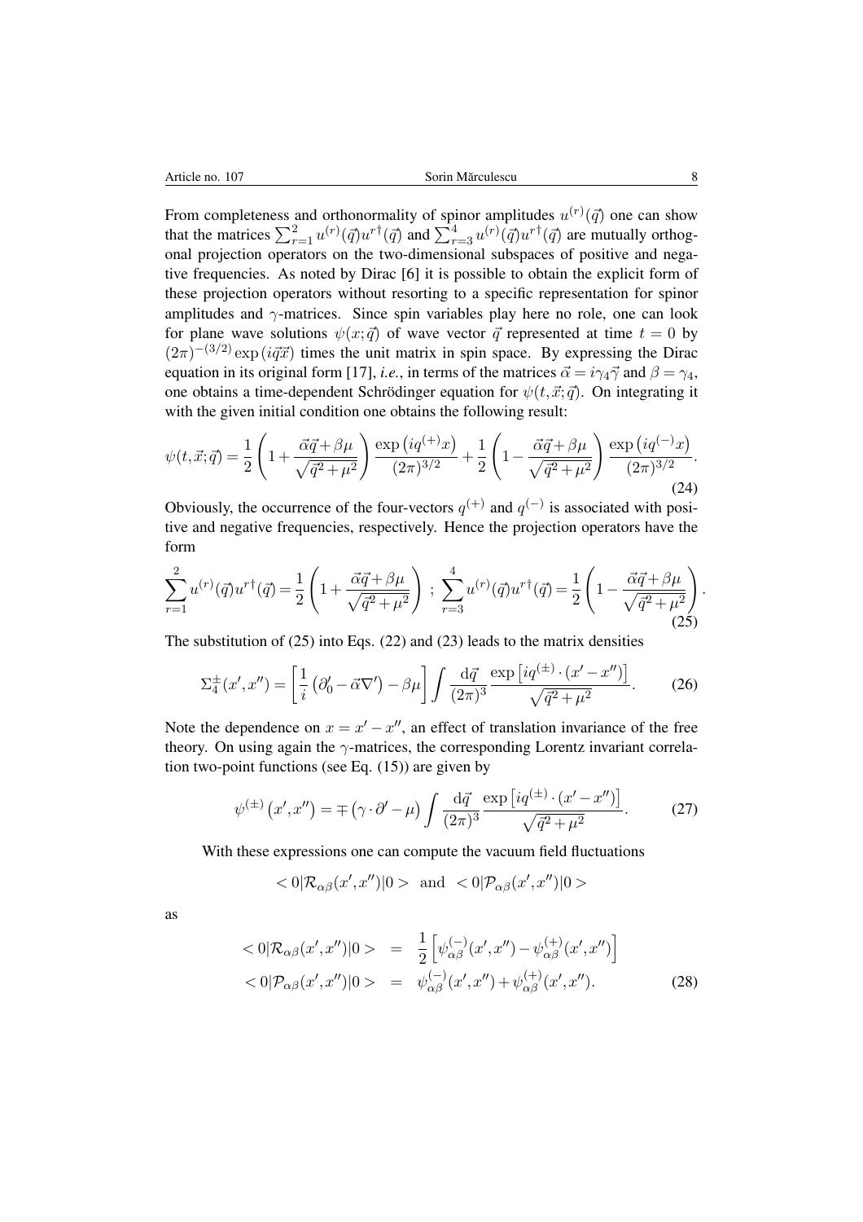From completeness and orthonormality of spinor amplitudes $u^{(r)}(\vec{q})$ one can show that the matrices $\sum_{r=1}^{2} u^{(r)}(\vec{q})u^{r\dagger}(\vec{q})$ and $\sum_{r=3}^{4} u^{(r)}(\vec{q})u^{r\dagger}(\vec{q})$ are mutually orthogonal projection operators on the two-dimensional subspaces of positive and negative frequencies. As noted by Dirac [6] it is possible to obtain the explicit form of these projection operators without resorting to a specific representation for spinor amplitudes and $\gamma$-matrices. Since spin variables play here no role, one can look for plane wave solutions $\psi(x;\vec{q})$ of wave vector $\vec{q}$ represented at time $t = 0$ by $(2\pi)^{-(3/2)}\exp(i\vec{q}\vec{x})$ times the unit matrix in spin space. By expressing the Dirac equation in its original form [17], *i.e.*, in terms of the matrices $\vec{\alpha} = i\gamma_4\vec{\gamma}$ and $\beta = \gamma_4$, one obtains a time-dependent Schrödinger equation for $\psi(t,\vec{x};\vec{q})$. On integrating it with the given initial condition one obtains the following result:

$$\psi(t,\vec{x};\vec{q}) = \frac{1}{2}\left(1+\frac{\vec{\alpha}\vec{q}+\beta\mu}{\sqrt{\vec{q}^2+\mu^2}}\right)\frac{\exp\left(iq^{(+)}x\right)}{(2\pi)^{3/2}} + \frac{1}{2}\left(1-\frac{\vec{\alpha}\vec{q}+\beta\mu}{\sqrt{\vec{q}^2+\mu^2}}\right)\frac{\exp\left(iq^{(-)}x\right)}{(2\pi)^{3/2}}. \tag{24}$$

Obviously, the occurrence of the four-vectors $q^{(+)}$ and $q^{(-)}$ is associated with positive and negative frequencies, respectively. Hence the projection operators have the form

$$\sum_{r=1}^{2} u^{(r)}(\vec{q})u^{r\dagger}(\vec{q}) = \frac{1}{2}\left(1+\frac{\vec{\alpha}\vec{q}+\beta\mu}{\sqrt{\vec{q}^2+\mu^2}}\right)\ ;\ \sum_{r=3}^{4} u^{(r)}(\vec{q})u^{r\dagger}(\vec{q}) = \frac{1}{2}\left(1-\frac{\vec{\alpha}\vec{q}+\beta\mu}{\sqrt{\vec{q}^2+\mu^2}}\right). \tag{25}$$

The substitution of (25) into Eqs. (22) and (23) leads to the matrix densities

$$\Sigma_4^{\pm}(x',x'') = \left[\frac{1}{i}\left(\partial_0' - \vec{\alpha}\nabla'\right) - \beta\mu\right]\int\frac{\mathrm{d}\vec{q}}{(2\pi)^3}\frac{\exp\left[iq^{(\pm)}\cdot(x'-x'')\right]}{\sqrt{\vec{q}^2+\mu^2}}. \tag{26}$$

Note the dependence on $x = x' - x''$, an effect of translation invariance of the free theory. On using again the $\gamma$-matrices, the corresponding Lorentz invariant correlation two-point functions (see Eq. (15)) are given by

$$\psi^{(\pm)}\left(x',x''\right) = \mp\left(\gamma\cdot\partial' - \mu\right)\int\frac{\mathrm{d}\vec{q}}{(2\pi)^3}\frac{\exp\left[iq^{(\pm)}\cdot(x'-x'')\right]}{\sqrt{\vec{q}^2+\mu^2}}. \tag{27}$$

With these expressions one can compute the vacuum field fluctuations

$$< 0|\mathcal{R}_{\alpha\beta}(x',x'')|0 > \ \text{ and } \ < 0|\mathcal{P}_{\alpha\beta}(x',x'')|0 >$$

as

$$\begin{aligned} < 0|\mathcal{R}_{\alpha\beta}(x',x'')|0 > &= \frac{1}{2}\left[\psi_{\alpha\beta}^{(-)}(x',x'') - \psi_{\alpha\beta}^{(+)}(x',x'')\right] \\ < 0|\mathcal{P}_{\alpha\beta}(x',x'')|0 > &= \psi_{\alpha\beta}^{(-)}(x',x'') + \psi_{\alpha\beta}^{(+)}(x',x''). \end{aligned} \tag{28}$$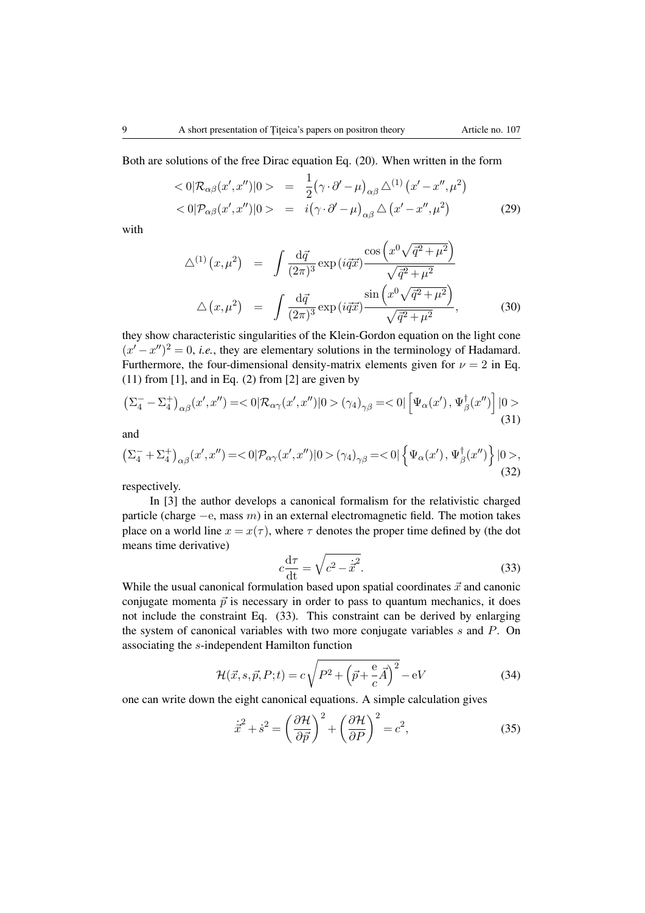Both are solutions of the free Dirac equation Eq. (20). When written in the form

$$
\begin{aligned}
<0|\mathcal{R}_{\alpha\beta}(x',x'')|0> &= \frac{1}{2}\big(\gamma\cdot\partial' - \mu\big)_{\alpha\beta}\triangle^{(1)}\big(x'-x'',\mu^2\big) \\
<0|\mathcal{P}_{\alpha\beta}(x',x'')|0> &= i\big(\gamma\cdot\partial' - \mu\big)_{\alpha\beta}\triangle\big(x'-x'',\mu^2\big)
\end{aligned}
\tag{29}
$$

with

$$
\begin{aligned}
\triangle^{(1)}\big(x,\mu^2\big) &= \int \frac{\mathrm{d}\vec{q}}{(2\pi)^3}\exp\left(i\vec{q}\vec{x}\right)\frac{\cos\left(x^0\sqrt{\vec{q}^2+\mu^2}\right)}{\sqrt{\vec{q}^2+\mu^2}} \\
\triangle\big(x,\mu^2\big) &= \int \frac{\mathrm{d}\vec{q}}{(2\pi)^3}\exp\left(i\vec{q}\vec{x}\right)\frac{\sin\left(x^0\sqrt{\vec{q}^2+\mu^2}\right)}{\sqrt{\vec{q}^2+\mu^2}},
\end{aligned}
\tag{30}
$$

they show characteristic singularities of the Klein-Gordon equation on the light cone $(x'-x'')^2=0$, *i.e.*, they are elementary solutions in the terminology of Hadamard. Furthermore, the four-dimensional density-matrix elements given for $\nu=2$ in Eq. (11) from [1], and in Eq. (2) from [2] are given by

$$
\big(\Sigma_4^- - \Sigma_4^+\big)_{\alpha\beta}(x',x'') = <0|\mathcal{R}_{\alpha\gamma}(x',x'')|0>(\gamma_4)_{\gamma\beta} = <0|\left[\Psi_\alpha(x')\,,\,\Psi_\beta^\dagger(x'')\right]|0>
\tag{31}
$$

and

$$
\big(\Sigma_4^- + \Sigma_4^+\big)_{\alpha\beta}(x',x'') = <0|\mathcal{P}_{\alpha\gamma}(x',x'')|0>(\gamma_4)_{\gamma\beta} = <0|\left\{\Psi_\alpha(x')\,,\,\Psi_\beta^\dagger(x'')\right\}|0>,
\tag{32}
$$

respectively.

In [3] the author develops a canonical formalism for the relativistic charged particle (charge $-\mathrm{e}$, mass $m$) in an external electromagnetic field. The motion takes place on a world line $x=x(\tau)$, where $\tau$ denotes the proper time defined by (the dot means time derivative)

$$
c\frac{\mathrm{d}\tau}{\mathrm{dt}} = \sqrt{c^2 - \dot{\vec{x}}^2}.
\tag{33}
$$

While the usual canonical formulation based upon spatial coordinates $\vec{x}$ and canonic conjugate momenta $\vec{p}$ is necessary in order to pass to quantum mechanics, it does not include the constraint Eq. (33). This constraint can be derived by enlarging the system of canonical variables with two more conjugate variables $s$ and $P$. On associating the $s$-independent Hamilton function

$$
\mathcal{H}(\vec{x},s,\vec{p},P;t) = c\sqrt{P^2 + \left(\vec{p} + \frac{\mathrm{e}}{c}\vec{A}\right)^2} - \mathrm{e}V
\tag{34}
$$

one can write down the eight canonical equations. A simple calculation gives

$$
\dot{\vec{x}}^2 + \dot{s}^2 = \left(\frac{\partial\mathcal{H}}{\partial\vec{p}}\right)^2 + \left(\frac{\partial\mathcal{H}}{\partial P}\right)^2 = c^2,
\tag{35}
$$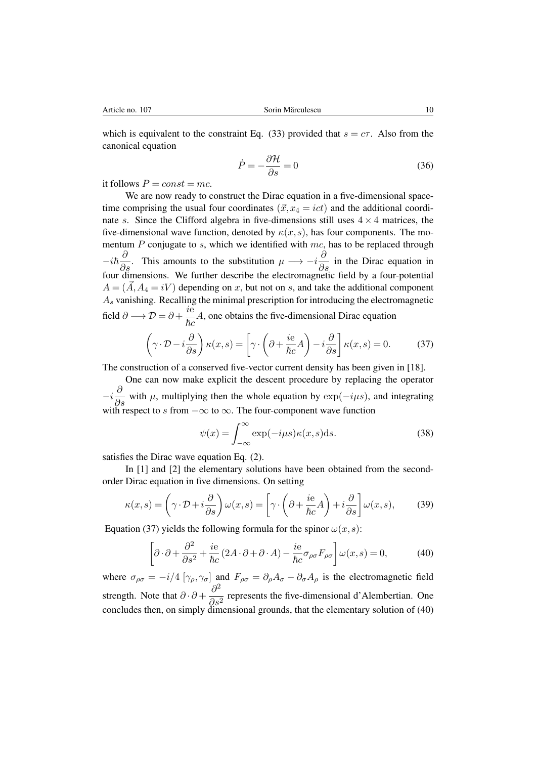which is equivalent to the constraint Eq. (33) provided that $s = c\tau$. Also from the canonical equation

$$\dot{P} = -\frac{\partial \mathcal{H}}{\partial s} = 0 \tag{36}$$

it follows $P = const = mc$.

We are now ready to construct the Dirac equation in a five-dimensional space-time comprising the usual four coordinates $(\vec{x}, x_4 = ict)$ and the additional coordinate $s$. Since the Clifford algebra in five-dimensions still uses $4 \times 4$ matrices, the five-dimensional wave function, denoted by $\kappa(x,s)$, has four components. The momentum $P$ conjugate to $s$, which we identified with $mc$, has to be replaced through $-i\hbar\dfrac{\partial}{\partial s}$. This amounts to the substitution $\mu \longrightarrow -i\dfrac{\partial}{\partial s}$ in the Dirac equation in four dimensions. We further describe the electromagnetic field by a four-potential $A = (\vec{A}, A_4 = iV)$ depending on $x$, but not on $s$, and take the additional component $A_s$ vanishing. Recalling the minimal prescription for introducing the electromagnetic field $\partial \longrightarrow \mathcal{D} = \partial + \dfrac{\mathrm{ie}}{\hbar c}A$, one obtains the five-dimensional Dirac equation

$$\left(\gamma \cdot \mathcal{D} - i\frac{\partial}{\partial s}\right)\kappa(x,s) = \left[\gamma \cdot \left(\partial + \frac{\mathrm{ie}}{\hbar c}A\right) - i\frac{\partial}{\partial s}\right]\kappa(x,s) = 0. \tag{37}$$

The construction of a conserved five-vector current density has been given in [18].

One can now make explicit the descent procedure by replacing the operator $-i\dfrac{\partial}{\partial s}$ with $\mu$, multiplying then the whole equation by $\exp(-i\mu s)$, and integrating with respect to $s$ from $-\infty$ to $\infty$. The four-component wave function

$$\psi(x) = \int_{-\infty}^{\infty} \exp(-i\mu s)\kappa(x,s)\mathrm{d}s. \tag{38}$$

satisfies the Dirac wave equation Eq. (2).

In [1] and [2] the elementary solutions have been obtained from the second-order Dirac equation in five dimensions. On setting

$$\kappa(x,s) = \left(\gamma \cdot \mathcal{D} + i\frac{\partial}{\partial s}\right)\omega(x,s) = \left[\gamma \cdot \left(\partial + \frac{\mathrm{ie}}{\hbar c}A\right) + i\frac{\partial}{\partial s}\right]\omega(x,s), \tag{39}$$

Equation (37) yields the following formula for the spinor $\omega(x,s)$:

$$\left[\partial \cdot \partial + \frac{\partial^2}{\partial s^2} + \frac{\mathrm{ie}}{\hbar c}\left(2A \cdot \partial + \partial \cdot A\right) - \frac{\mathrm{ie}}{\hbar c}\sigma_{\rho\sigma}F_{\rho\sigma}\right]\omega(x,s) = 0, \tag{40}$$

where $\sigma_{\rho\sigma} = -i/4\,[\gamma_\rho, \gamma_\sigma]$ and $F_{\rho\sigma} = \partial_\rho A_\sigma - \partial_\sigma A_\rho$ is the electromagnetic field strength. Note that $\partial \cdot \partial + \dfrac{\partial^2}{\partial s^2}$ represents the five-dimensional d'Alembertian. One concludes then, on simply dimensional grounds, that the elementary solution of (40)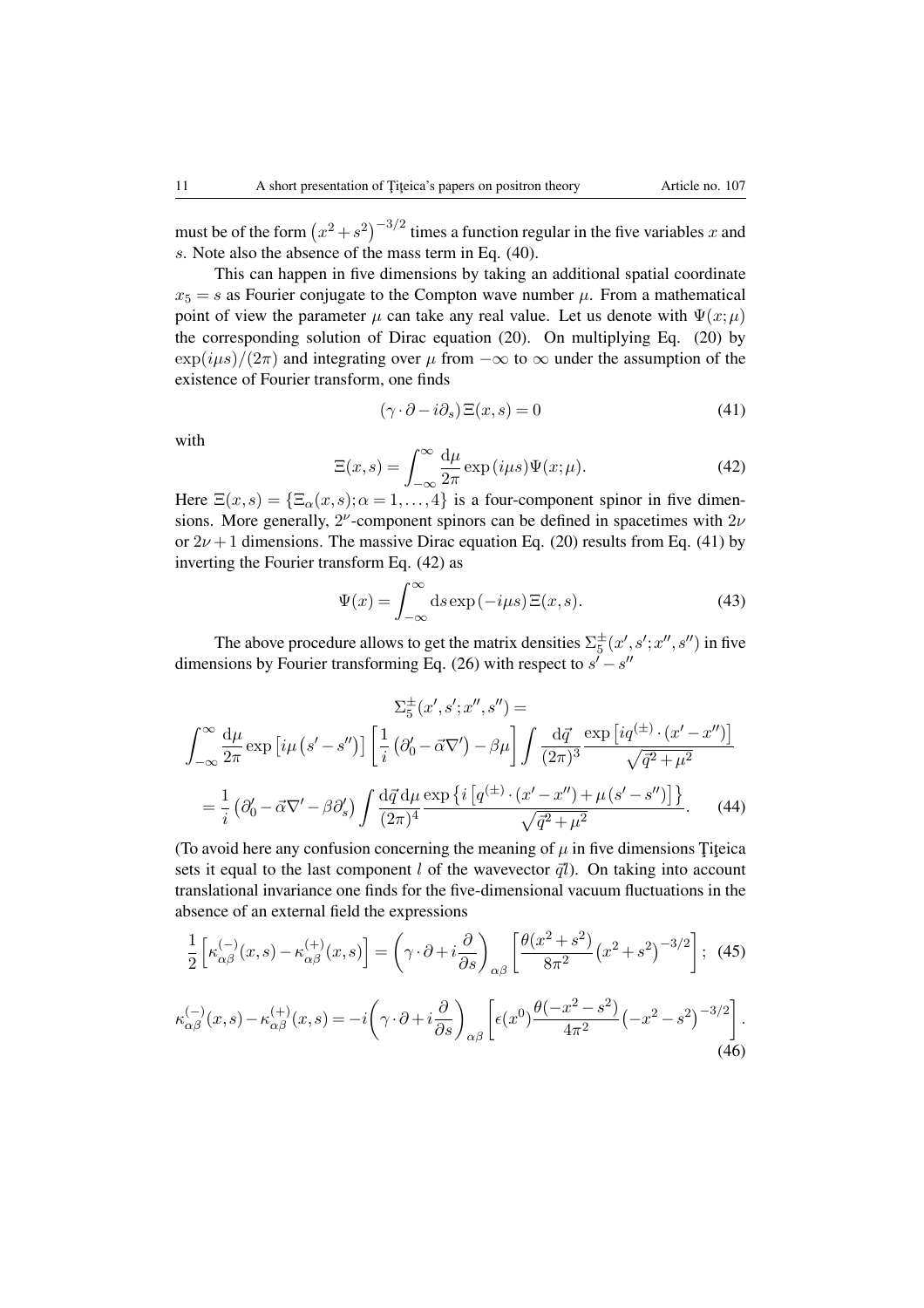must be of the form $\left(x^2+s^2\right)^{-3/2}$ times a function regular in the five variables $x$ and $s$. Note also the absence of the mass term in Eq. (40).

This can happen in five dimensions by taking an additional spatial coordinate $x_5 = s$ as Fourier conjugate to the Compton wave number $\mu$. From a mathematical point of view the parameter $\mu$ can take any real value. Let us denote with $\Psi(x;\mu)$ the corresponding solution of Dirac equation (20). On multiplying Eq. (20) by $\exp(i\mu s)/(2\pi)$ and integrating over $\mu$ from $-\infty$ to $\infty$ under the assumption of the existence of Fourier transform, one finds

$$(\gamma\cdot\partial - i\partial_s)\,\Xi(x,s) = 0 \tag{41}$$

with

$$\Xi(x,s) = \int_{-\infty}^{\infty}\frac{\mathrm{d}\mu}{2\pi}\exp(i\mu s)\Psi(x;\mu). \tag{42}$$

Here $\Xi(x,s) = \{\Xi_\alpha(x,s);\alpha = 1,\ldots,4\}$ is a four-component spinor in five dimensions. More generally, $2^\nu$-component spinors can be defined in spacetimes with $2\nu$ or $2\nu+1$ dimensions. The massive Dirac equation Eq. (20) results from Eq. (41) by inverting the Fourier transform Eq. (42) as

$$\Psi(x) = \int_{-\infty}^{\infty}\mathrm{d}s\exp(-i\mu s)\,\Xi(x,s). \tag{43}$$

The above procedure allows to get the matrix densities $\Sigma_5^{\pm}(x',s';x'',s'')$ in five dimensions by Fourier transforming Eq. (26) with respect to $s'-s''$

$$\Sigma_5^{\pm}(x',s';x'',s'') =$$

$$\int_{-\infty}^{\infty}\frac{\mathrm{d}\mu}{2\pi}\exp\left[i\mu\left(s'-s''\right)\right]\left[\frac{1}{i}\left(\partial_0' - \vec{\alpha}\nabla'\right) - \beta\mu\right]\int\frac{\mathrm{d}\vec{q}}{(2\pi)^3}\frac{\exp\left[iq^{(\pm)}\cdot(x'-x'')\right]}{\sqrt{\vec{q}^2+\mu^2}}$$

$$= \frac{1}{i}\left(\partial_0' - \vec{\alpha}\nabla' - \beta\partial_s'\right)\int\frac{\mathrm{d}\vec{q}\,\mathrm{d}\mu}{(2\pi)^4}\frac{\exp\left\{i\left[q^{(\pm)}\cdot(x'-x'') + \mu\left(s'-s''\right)\right]\right\}}{\sqrt{\vec{q}^2+\mu^2}}. \tag{44}$$

(To avoid here any confusion concerning the meaning of $\mu$ in five dimensions Ţiţeica sets it equal to the last component $l$ of the wavevector $\vec{q}l$). On taking into account translational invariance one finds for the five-dimensional vacuum fluctuations in the absence of an external field the expressions

$$\frac{1}{2}\left[\kappa_{\alpha\beta}^{(-)}(x,s) - \kappa_{\alpha\beta}^{(+)}(x,s)\right] = \left(\gamma\cdot\partial + i\frac{\partial}{\partial s}\right)_{\alpha\beta}\left[\frac{\theta(x^2+s^2)}{8\pi^2}\left(x^2+s^2\right)^{-3/2}\right]; \tag{45}$$

$$\kappa_{\alpha\beta}^{(-)}(x,s) - \kappa_{\alpha\beta}^{(+)}(x,s) = -i\left(\gamma\cdot\partial + i\frac{\partial}{\partial s}\right)_{\alpha\beta}\left[\epsilon(x^0)\frac{\theta(-x^2-s^2)}{4\pi^2}\left(-x^2-s^2\right)^{-3/2}\right]. \tag{46}$$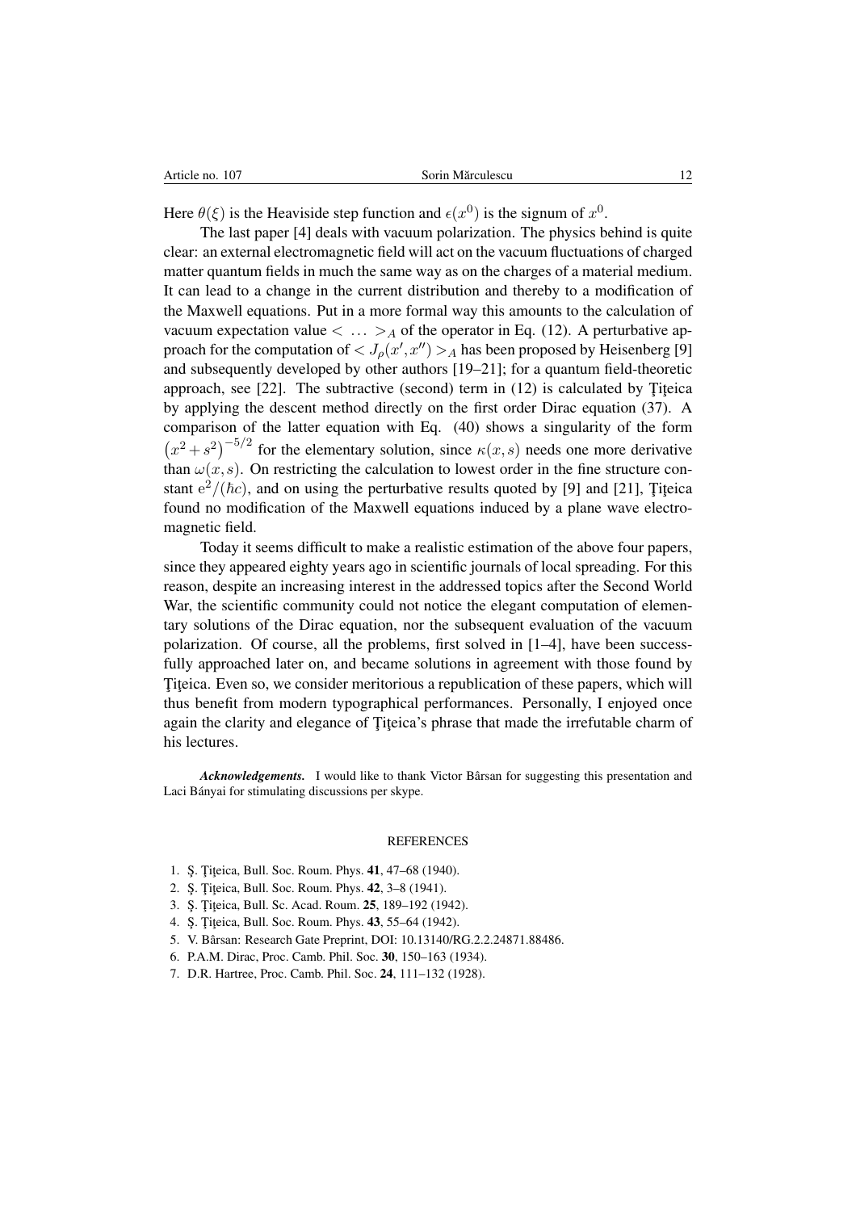Here $\theta(\xi)$ is the Heaviside step function and $\epsilon(x^0)$ is the signum of $x^0$.

The last paper [4] deals with vacuum polarization. The physics behind is quite clear: an external electromagnetic field will act on the vacuum fluctuations of charged matter quantum fields in much the same way as on the charges of a material medium. It can lead to a change in the current distribution and thereby to a modification of the Maxwell equations. Put in a more formal way this amounts to the calculation of vacuum expectation value $< \ \dots \ >_A$ of the operator in Eq. (12). A perturbative approach for the computation of $< J_\rho(x', x'') >_A$ has been proposed by Heisenberg [9] and subsequently developed by other authors [19–21]; for a quantum field-theoretic approach, see [22]. The subtractive (second) term in (12) is calculated by Ţiţeica by applying the descent method directly on the first order Dirac equation (37). A comparison of the latter equation with Eq. (40) shows a singularity of the form $\left(x^2 + s^2\right)^{-5/2}$ for the elementary solution, since $\kappa(x,s)$ needs one more derivative than $\omega(x,s)$. On restricting the calculation to lowest order in the fine structure constant $\mathrm{e}^2/(\hbar c)$, and on using the perturbative results quoted by [9] and [21], Ţiţeica found no modification of the Maxwell equations induced by a plane wave electromagnetic field.

Today it seems difficult to make a realistic estimation of the above four papers, since they appeared eighty years ago in scientific journals of local spreading. For this reason, despite an increasing interest in the addressed topics after the Second World War, the scientific community could not notice the elegant computation of elementary solutions of the Dirac equation, nor the subsequent evaluation of the vacuum polarization. Of course, all the problems, first solved in [1–4], have been successfully approached later on, and became solutions in agreement with those found by Ţiţeica. Even so, we consider meritorious a republication of these papers, which will thus benefit from modern typographical performances. Personally, I enjoyed once again the clarity and elegance of Ţiţeica's phrase that made the irrefutable charm of his lectures.

***Acknowledgements.*** I would like to thank Victor Bârsan for suggesting this presentation and Laci Bányai for stimulating discussions per skype.

## REFERENCES

1. Ş. Ţiţeica, Bull. Soc. Roum. Phys. **41**, 47–68 (1940).
2. Ş. Ţiţeica, Bull. Soc. Roum. Phys. **42**, 3–8 (1941).
3. Ş. Ţiţeica, Bull. Sc. Acad. Roum. **25**, 189–192 (1942).
4. Ş. Ţiţeica, Bull. Soc. Roum. Phys. **43**, 55–64 (1942).
5. V. Bârsan: Research Gate Preprint, DOI: 10.13140/RG.2.2.24871.88486.
6. P.A.M. Dirac, Proc. Camb. Phil. Soc. **30**, 150–163 (1934).
7. D.R. Hartree, Proc. Camb. Phil. Soc. **24**, 111–132 (1928).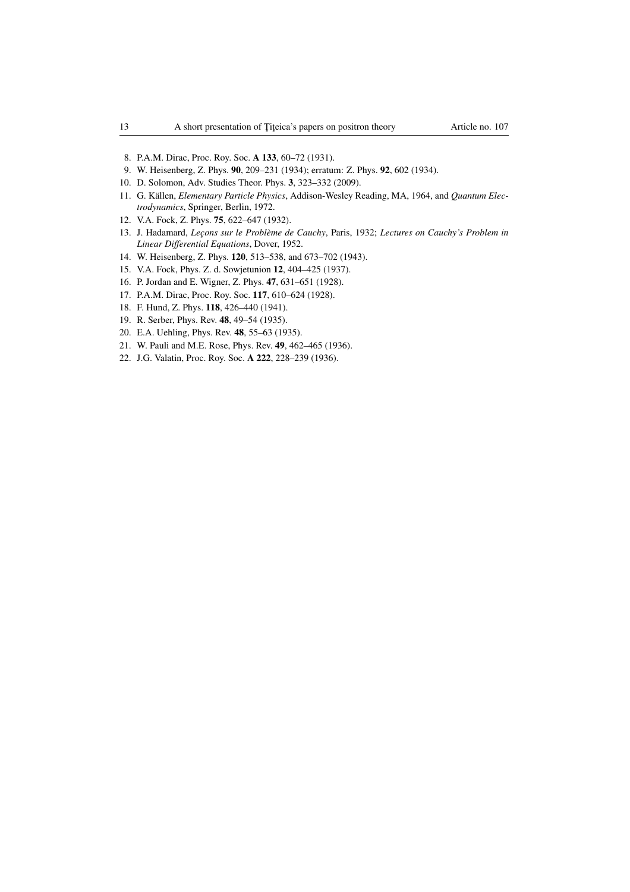8. P.A.M. Dirac, Proc. Roy. Soc. **A 133**, 60–72 (1931).
9. W. Heisenberg, Z. Phys. **90**, 209–231 (1934); erratum: Z. Phys. **92**, 602 (1934).
10. D. Solomon, Adv. Studies Theor. Phys. **3**, 323–332 (2009).
11. G. Källen, *Elementary Particle Physics*, Addison-Wesley Reading, MA, 1964, and *Quantum Electrodynamics*, Springer, Berlin, 1972.
12. V.A. Fock, Z. Phys. **75**, 622–647 (1932).
13. J. Hadamard, *Leçons sur le Problème de Cauchy*, Paris, 1932; *Lectures on Cauchy's Problem in Linear Differential Equations*, Dover, 1952.
14. W. Heisenberg, Z. Phys. **120**, 513–538, and 673–702 (1943).
15. V.A. Fock, Phys. Z. d. Sowjetunion **12**, 404–425 (1937).
16. P. Jordan and E. Wigner, Z. Phys. **47**, 631–651 (1928).
17. P.A.M. Dirac, Proc. Roy. Soc. **117**, 610–624 (1928).
18. F. Hund, Z. Phys. **118**, 426–440 (1941).
19. R. Serber, Phys. Rev. **48**, 49–54 (1935).
20. E.A. Uehling, Phys. Rev. **48**, 55–63 (1935).
21. W. Pauli and M.E. Rose, Phys. Rev. **49**, 462–465 (1936).
22. J.G. Valatin, Proc. Roy. Soc. **A 222**, 228–239 (1936).